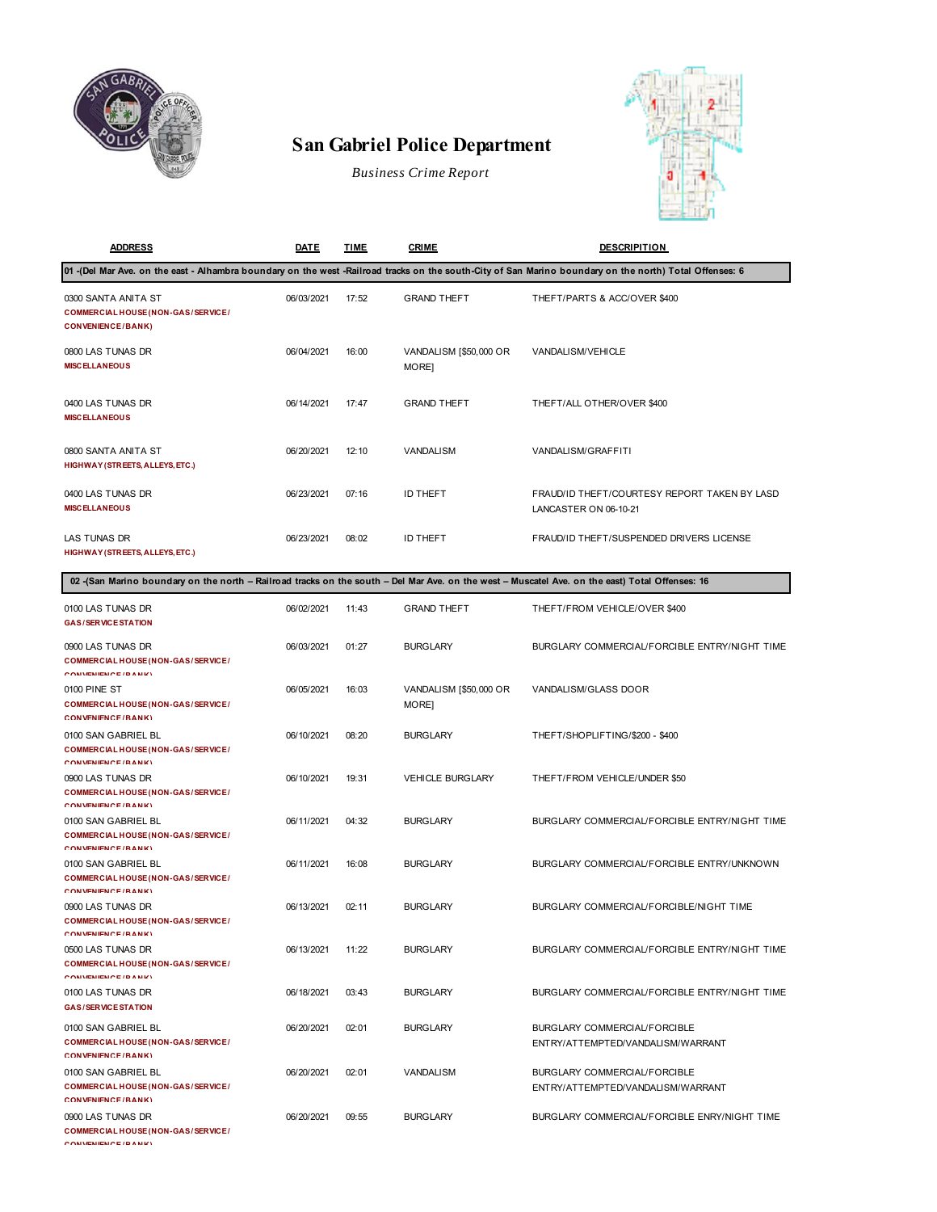# San Gabriel Police Department

*Business Crime Report*

| ADDRESS | DATE | TIME | CRIME | DESCRIPITION |
|---|---|---|---|---|
| **01 -(Del Mar Ave. on the east - Alhambra boundary on the west -Railroad tracks on the south-City of San Marino boundary on the north) Total Offenses: 6** | | | | |
| 0300 SANTA ANITA ST<br>**COMMERCIAL HOUSE (NON-GAS/SERVICE/CONVENIENCE/BANK)** | 06/03/2021 | 17:52 | GRAND THEFT | THEFT/PARTS & ACC/OVER $400 |
| 0800 LAS TUNAS DR<br>**MISCELLANEOUS** | 06/04/2021 | 16:00 | VANDALISM [$50,000 OR MORE] | VANDALISM/VEHICLE |
| 0400 LAS TUNAS DR<br>**MISCELLANEOUS** | 06/14/2021 | 17:47 | GRAND THEFT | THEFT/ALL OTHER/OVER $400 |
| 0800 SANTA ANITA ST<br>**HIGHWAY (STREETS, ALLEYS, ETC.)** | 06/20/2021 | 12:10 | VANDALISM | VANDALISM/GRAFFITI |
| 0400 LAS TUNAS DR<br>**MISCELLANEOUS** | 06/23/2021 | 07:16 | ID THEFT | FRAUD/ID THEFT/COURTESY REPORT TAKEN BY LASD LANCASTER ON 06-10-21 |
| LAS TUNAS DR<br>**HIGHWAY (STREETS, ALLEYS, ETC.)** | 06/23/2021 | 08:02 | ID THEFT | FRAUD/ID THEFT/SUSPENDED DRIVERS LICENSE |
| **02 -(San Marino boundary on the north – Railroad tracks on the south – Del Mar Ave. on the west – Muscatel Ave. on the east) Total Offenses: 16** | | | | |
| 0100 LAS TUNAS DR<br>**GAS/SERVICE STATION** | 06/02/2021 | 11:43 | GRAND THEFT | THEFT/FROM VEHICLE/OVER $400 |
| 0900 LAS TUNAS DR<br>**COMMERCIAL HOUSE (NON-GAS/SERVICE/CONVENIENCE/BANK)** | 06/03/2021 | 01:27 | BURGLARY | BURGLARY COMMERCIAL/FORCIBLE ENTRY/NIGHT TIME |
| 0100 PINE ST<br>**COMMERCIAL HOUSE (NON-GAS/SERVICE/CONVENIENCE/BANK)** | 06/05/2021 | 16:03 | VANDALISM [$50,000 OR MORE] | VANDALISM/GLASS DOOR |
| 0100 SAN GABRIEL BL<br>**COMMERCIAL HOUSE (NON-GAS/SERVICE/CONVENIENCE/BANK)** | 06/10/2021 | 08:20 | BURGLARY | THEFT/SHOPLIFTING/$200 - $400 |
| 0900 LAS TUNAS DR<br>**COMMERCIAL HOUSE (NON-GAS/SERVICE/CONVENIENCE/BANK)** | 06/10/2021 | 19:31 | VEHICLE BURGLARY | THEFT/FROM VEHICLE/UNDER $50 |
| 0100 SAN GABRIEL BL<br>**COMMERCIAL HOUSE (NON-GAS/SERVICE/CONVENIENCE/BANK)** | 06/11/2021 | 04:32 | BURGLARY | BURGLARY COMMERCIAL/FORCIBLE ENTRY/NIGHT TIME |
| 0100 SAN GABRIEL BL<br>**COMMERCIAL HOUSE (NON-GAS/SERVICE/CONVENIENCE/BANK)** | 06/11/2021 | 16:08 | BURGLARY | BURGLARY COMMERCIAL/FORCIBLE ENTRY/UNKNOWN |
| 0900 LAS TUNAS DR<br>**COMMERCIAL HOUSE (NON-GAS/SERVICE/CONVENIENCE/BANK)** | 06/13/2021 | 02:11 | BURGLARY | BURGLARY COMMERCIAL/FORCIBLE/NIGHT TIME |
| 0500 LAS TUNAS DR<br>**COMMERCIAL HOUSE (NON-GAS/SERVICE/CONVENIENCE/BANK)** | 06/13/2021 | 11:22 | BURGLARY | BURGLARY COMMERCIAL/FORCIBLE ENTRY/NIGHT TIME |
| 0100 LAS TUNAS DR<br>**GAS/SERVICE STATION** | 06/18/2021 | 03:43 | BURGLARY | BURGLARY COMMERCIAL/FORCIBLE ENTRY/NIGHT TIME |
| 0100 SAN GABRIEL BL<br>**COMMERCIAL HOUSE (NON-GAS/SERVICE/CONVENIENCE/BANK)** | 06/20/2021 | 02:01 | BURGLARY | BURGLARY COMMERCIAL/FORCIBLE ENTRY/ATTEMPTED/VANDALISM/WARRANT |
| 0100 SAN GABRIEL BL<br>**COMMERCIAL HOUSE (NON-GAS/SERVICE/CONVENIENCE/BANK)** | 06/20/2021 | 02:01 | VANDALISM | BURGLARY COMMERCIAL/FORCIBLE ENTRY/ATTEMPTED/VANDALISM/WARRANT |
| 0900 LAS TUNAS DR<br>**COMMERCIAL HOUSE (NON-GAS/SERVICE/CONVENIENCE/BANK)** | 06/20/2021 | 09:55 | BURGLARY | BURGLARY COMMERCIAL/FORCIBLE ENRY/NIGHT TIME |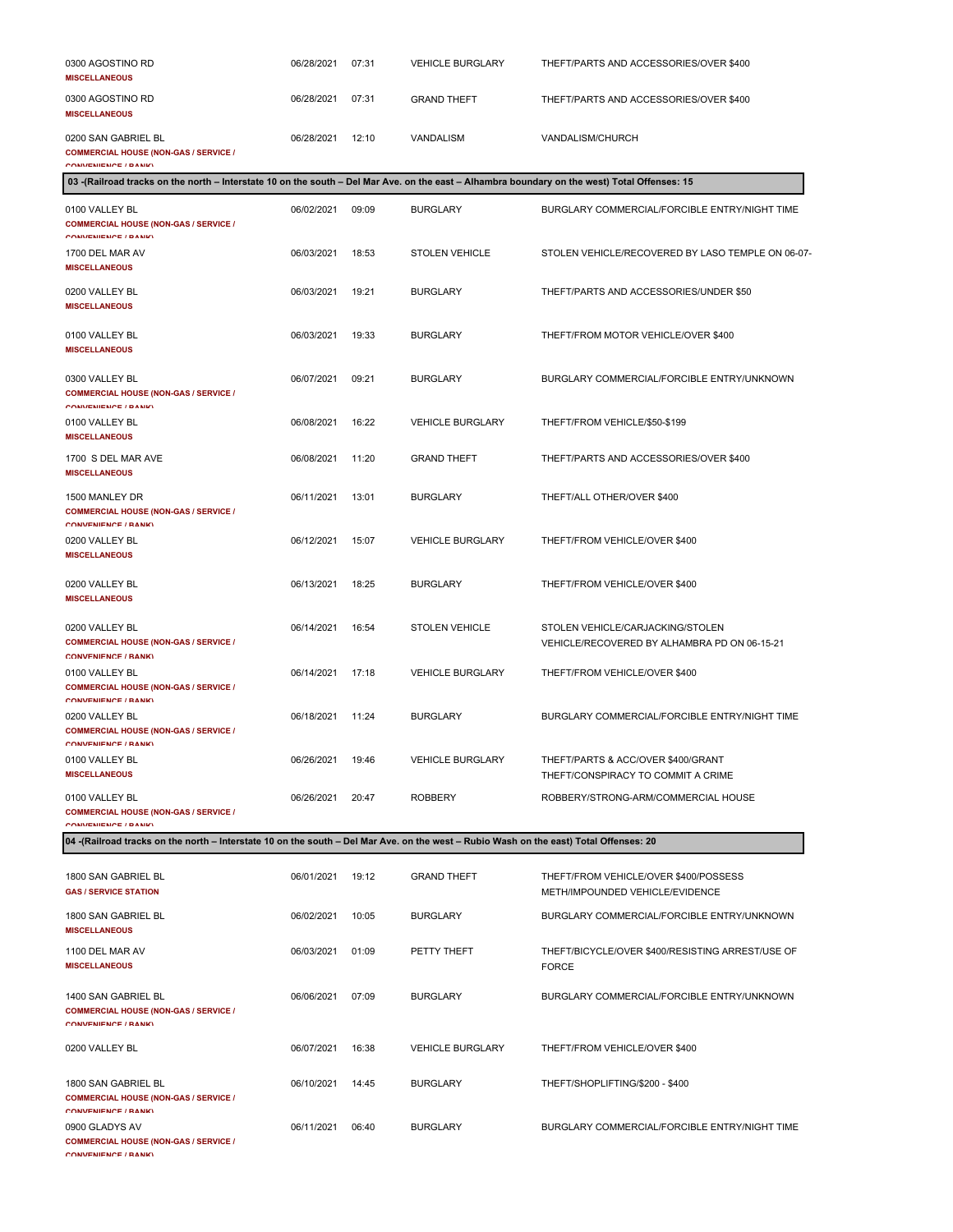| Address / Premise | Date | Time | Crime | Description |
|---|---|---|---|---|
| 0300 AGOSTINO RD<br>**MISCELLANEOUS** | 06/28/2021 | 07:31 | VEHICLE BURGLARY | THEFT/PARTS AND ACCESSORIES/OVER $400 |
| 0300 AGOSTINO RD<br>**MISCELLANEOUS** | 06/28/2021 | 07:31 | GRAND THEFT | THEFT/PARTS AND ACCESSORIES/OVER $400 |
| 0200 SAN GABRIEL BL<br>**COMMERCIAL HOUSE (NON-GAS / SERVICE / CONVENIENCE / BANK)** | 06/28/2021 | 12:10 | VANDALISM | VANDALISM/CHURCH |

**03 -(Railroad tracks on the north – Interstate 10 on the south – Del Mar Ave. on the east – Alhambra boundary on the west) Total Offenses: 15**

| Address / Premise | Date | Time | Crime | Description |
|---|---|---|---|---|
| 0100 VALLEY BL<br>**COMMERCIAL HOUSE (NON-GAS / SERVICE / CONVENIENCE / BANK)** | 06/02/2021 | 09:09 | BURGLARY | BURGLARY COMMERCIAL/FORCIBLE ENTRY/NIGHT TIME |
| 1700 DEL MAR AV<br>**MISCELLANEOUS** | 06/03/2021 | 18:53 | STOLEN VEHICLE | STOLEN VEHICLE/RECOVERED BY LASO TEMPLE ON 06-07- |
| 0200 VALLEY BL<br>**MISCELLANEOUS** | 06/03/2021 | 19:21 | BURGLARY | THEFT/PARTS AND ACCESSORIES/UNDER $50 |
| 0100 VALLEY BL<br>**MISCELLANEOUS** | 06/03/2021 | 19:33 | BURGLARY | THEFT/FROM MOTOR VEHICLE/OVER $400 |
| 0300 VALLEY BL<br>**COMMERCIAL HOUSE (NON-GAS / SERVICE / CONVENIENCE / BANK)** | 06/07/2021 | 09:21 | BURGLARY | BURGLARY COMMERCIAL/FORCIBLE ENTRY/UNKNOWN |
| 0100 VALLEY BL<br>**MISCELLANEOUS** | 06/08/2021 | 16:22 | VEHICLE BURGLARY | THEFT/FROM VEHICLE/$50-$199 |
| 1700 S DEL MAR AVE<br>**MISCELLANEOUS** | 06/08/2021 | 11:20 | GRAND THEFT | THEFT/PARTS AND ACCESSORIES/OVER $400 |
| 1500 MANLEY DR<br>**COMMERCIAL HOUSE (NON-GAS / SERVICE / CONVENIENCE / BANK)** | 06/11/2021 | 13:01 | BURGLARY | THEFT/ALL OTHER/OVER $400 |
| 0200 VALLEY BL<br>**MISCELLANEOUS** | 06/12/2021 | 15:07 | VEHICLE BURGLARY | THEFT/FROM VEHICLE/OVER $400 |
| 0200 VALLEY BL<br>**MISCELLANEOUS** | 06/13/2021 | 18:25 | BURGLARY | THEFT/FROM VEHICLE/OVER $400 |
| 0200 VALLEY BL<br>**COMMERCIAL HOUSE (NON-GAS / SERVICE / CONVENIENCE / BANK)** | 06/14/2021 | 16:54 | STOLEN VEHICLE | STOLEN VEHICLE/CARJACKING/STOLEN VEHICLE/RECOVERED BY ALHAMBRA PD ON 06-15-21 |
| 0100 VALLEY BL<br>**COMMERCIAL HOUSE (NON-GAS / SERVICE / CONVENIENCE / BANK)** | 06/14/2021 | 17:18 | VEHICLE BURGLARY | THEFT/FROM VEHICLE/OVER $400 |
| 0200 VALLEY BL<br>**COMMERCIAL HOUSE (NON-GAS / SERVICE / CONVENIENCE / BANK)** | 06/18/2021 | 11:24 | BURGLARY | BURGLARY COMMERCIAL/FORCIBLE ENTRY/NIGHT TIME |
| 0100 VALLEY BL<br>**MISCELLANEOUS** | 06/26/2021 | 19:46 | VEHICLE BURGLARY | THEFT/PARTS & ACC/OVER $400/GRANT THEFT/CONSPIRACY TO COMMIT A CRIME |
| 0100 VALLEY BL<br>**COMMERCIAL HOUSE (NON-GAS / SERVICE / CONVENIENCE / BANK)** | 06/26/2021 | 20:47 | ROBBERY | ROBBERY/STRONG-ARM/COMMERCIAL HOUSE |

**04 -(Railroad tracks on the north – Interstate 10 on the south – Del Mar Ave. on the west – Rubio Wash on the east) Total Offenses: 20**

| Address / Premise | Date | Time | Crime | Description |
|---|---|---|---|---|
| 1800 SAN GABRIEL BL<br>**GAS / SERVICE STATION** | 06/01/2021 | 19:12 | GRAND THEFT | THEFT/FROM VEHICLE/OVER $400/POSSESS METH/IMPOUNDED VEHICLE/EVIDENCE |
| 1800 SAN GABRIEL BL<br>**MISCELLANEOUS** | 06/02/2021 | 10:05 | BURGLARY | BURGLARY COMMERCIAL/FORCIBLE ENTRY/UNKNOWN |
| 1100 DEL MAR AV<br>**MISCELLANEOUS** | 06/03/2021 | 01:09 | PETTY THEFT | THEFT/BICYCLE/OVER $400/RESISTING ARREST/USE OF FORCE |
| 1400 SAN GABRIEL BL<br>**COMMERCIAL HOUSE (NON-GAS / SERVICE / CONVENIENCE / BANK)** | 06/06/2021 | 07:09 | BURGLARY | BURGLARY COMMERCIAL/FORCIBLE ENTRY/UNKNOWN |
| 0200 VALLEY BL | 06/07/2021 | 16:38 | VEHICLE BURGLARY | THEFT/FROM VEHICLE/OVER $400 |
| 1800 SAN GABRIEL BL<br>**COMMERCIAL HOUSE (NON-GAS / SERVICE / CONVENIENCE / BANK)** | 06/10/2021 | 14:45 | BURGLARY | THEFT/SHOPLIFTING/$200 - $400 |
| 0900 GLADYS AV<br>**COMMERCIAL HOUSE (NON-GAS / SERVICE / CONVENIENCE / BANK)** | 06/11/2021 | 06:40 | BURGLARY | BURGLARY COMMERCIAL/FORCIBLE ENTRY/NIGHT TIME |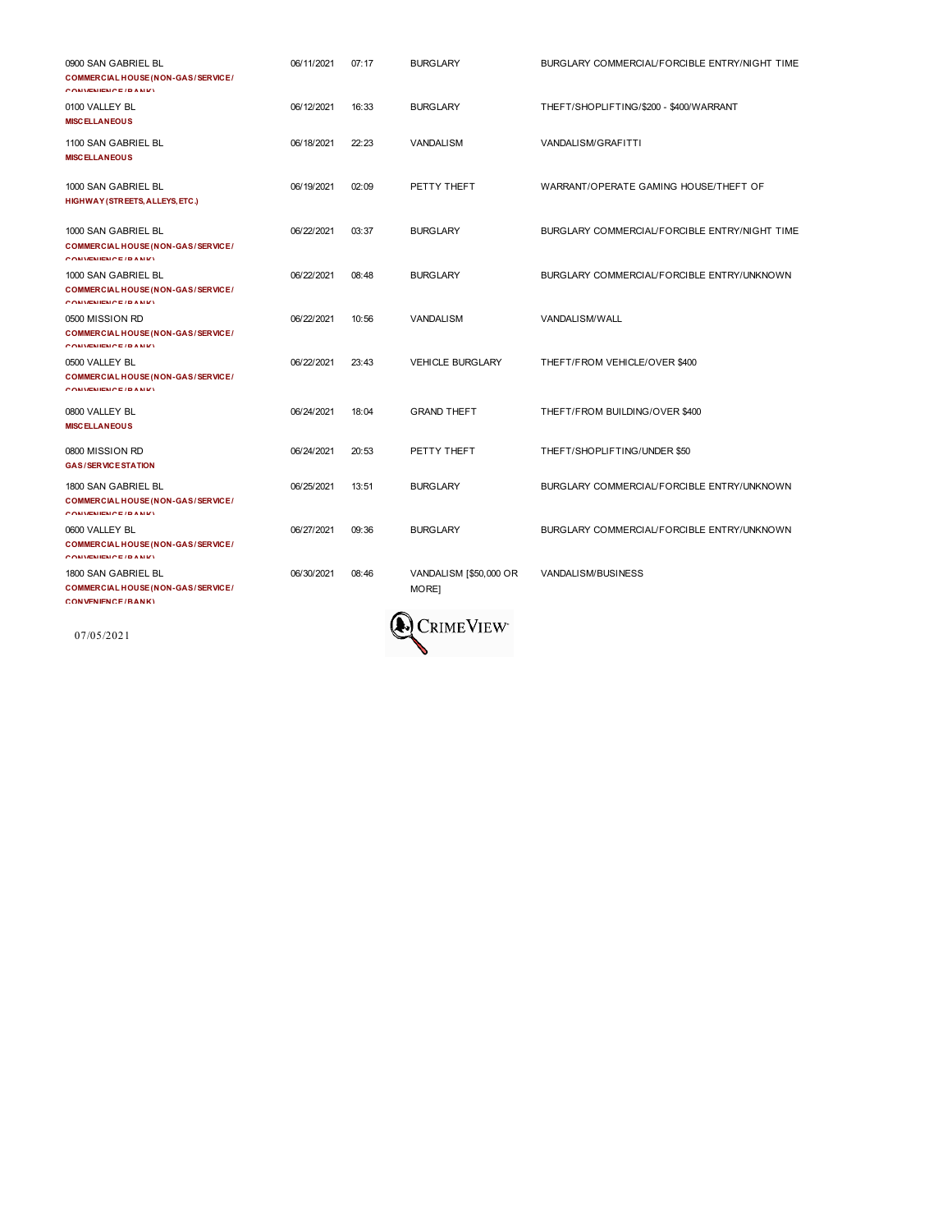| | | | | |
|---|---|---|---|---|
| 0900 SAN GABRIEL BL<br>**COMMERCIAL HOUSE (NON-GAS / SERVICE / CONVENIENCE / BANK)** | 06/11/2021 | 07:17 | BURGLARY | BURGLARY COMMERCIAL/FORCIBLE ENTRY/NIGHT TIME |
| 0100 VALLEY BL<br>**MISCELLANEOUS** | 06/12/2021 | 16:33 | BURGLARY | THEFT/SHOPLIFTING/$200 - $400/WARRANT |
| 1100 SAN GABRIEL BL<br>**MISCELLANEOUS** | 06/18/2021 | 22:23 | VANDALISM | VANDALISM/GRAFITTI |
| 1000 SAN GABRIEL BL<br>**HIGHWAY (STREETS, ALLEYS, ETC.)** | 06/19/2021 | 02:09 | PETTY THEFT | WARRANT/OPERATE GAMING HOUSE/THEFT OF |
| 1000 SAN GABRIEL BL<br>**COMMERCIAL HOUSE (NON-GAS / SERVICE / CONVENIENCE / BANK)** | 06/22/2021 | 03:37 | BURGLARY | BURGLARY COMMERCIAL/FORCIBLE ENTRY/NIGHT TIME |
| 1000 SAN GABRIEL BL<br>**COMMERCIAL HOUSE (NON-GAS / SERVICE / CONVENIENCE / BANK)** | 06/22/2021 | 08:48 | BURGLARY | BURGLARY COMMERCIAL/FORCIBLE ENTRY/UNKNOWN |
| 0500 MISSION RD<br>**COMMERCIAL HOUSE (NON-GAS / SERVICE / CONVENIENCE / BANK)** | 06/22/2021 | 10:56 | VANDALISM | VANDALISM/WALL |
| 0500 VALLEY BL<br>**COMMERCIAL HOUSE (NON-GAS / SERVICE / CONVENIENCE / BANK)** | 06/22/2021 | 23:43 | VEHICLE BURGLARY | THEFT/FROM VEHICLE/OVER $400 |
| 0800 VALLEY BL<br>**MISCELLANEOUS** | 06/24/2021 | 18:04 | GRAND THEFT | THEFT/FROM BUILDING/OVER $400 |
| 0800 MISSION RD<br>**GAS / SERVICE STATION** | 06/24/2021 | 20:53 | PETTY THEFT | THEFT/SHOPLIFTING/UNDER $50 |
| 1800 SAN GABRIEL BL<br>**COMMERCIAL HOUSE (NON-GAS / SERVICE / CONVENIENCE / BANK)** | 06/25/2021 | 13:51 | BURGLARY | BURGLARY COMMERCIAL/FORCIBLE ENTRY/UNKNOWN |
| 0600 VALLEY BL<br>**COMMERCIAL HOUSE (NON-GAS / SERVICE / CONVENIENCE / BANK)** | 06/27/2021 | 09:36 | BURGLARY | BURGLARY COMMERCIAL/FORCIBLE ENTRY/UNKNOWN |
| 1800 SAN GABRIEL BL<br>**COMMERCIAL HOUSE (NON-GAS / SERVICE / CONVENIENCE / BANK)** | 06/30/2021 | 08:46 | VANDALISM [$50,000 OR MORE] | VANDALISM/BUSINESS |

07/05/2021

CRIMEVIEW